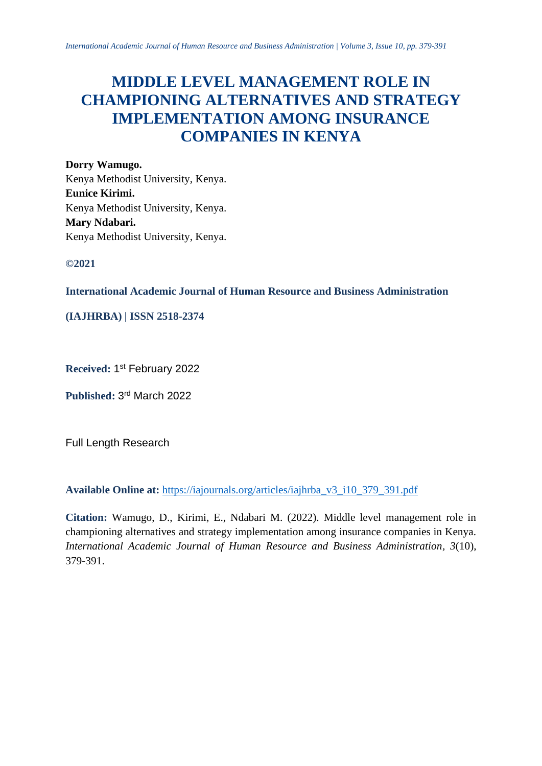# MIDDLE LEVEL MANAGEMENT ROLE IN CHAMPIONING ALTERNATIVES AND STRATEGY IMPLEMENTATION AMONG INSURANCE COMPANIES IN KENYA

**Dorry Wamugo.**
Kenya Methodist University, Kenya.
**Eunice Kirimi.**
Kenya Methodist University, Kenya.
**Mary Ndabari.**
Kenya Methodist University, Kenya.

**©2021**

**International Academic Journal of Human Resource and Business Administration**

**(IAJHRBA) | ISSN 2518-2374**

**Received:** 1st February 2022

**Published:** 3rd March 2022

Full Length Research

**Available Online at:** https://iajournals.org/articles/iajhrba_v3_i10_379_391.pdf

**Citation:** Wamugo, D., Kirimi, E., Ndabari M. (2022). Middle level management role in championing alternatives and strategy implementation among insurance companies in Kenya. *International Academic Journal of Human Resource and Business Administration, 3*(10), 379-391.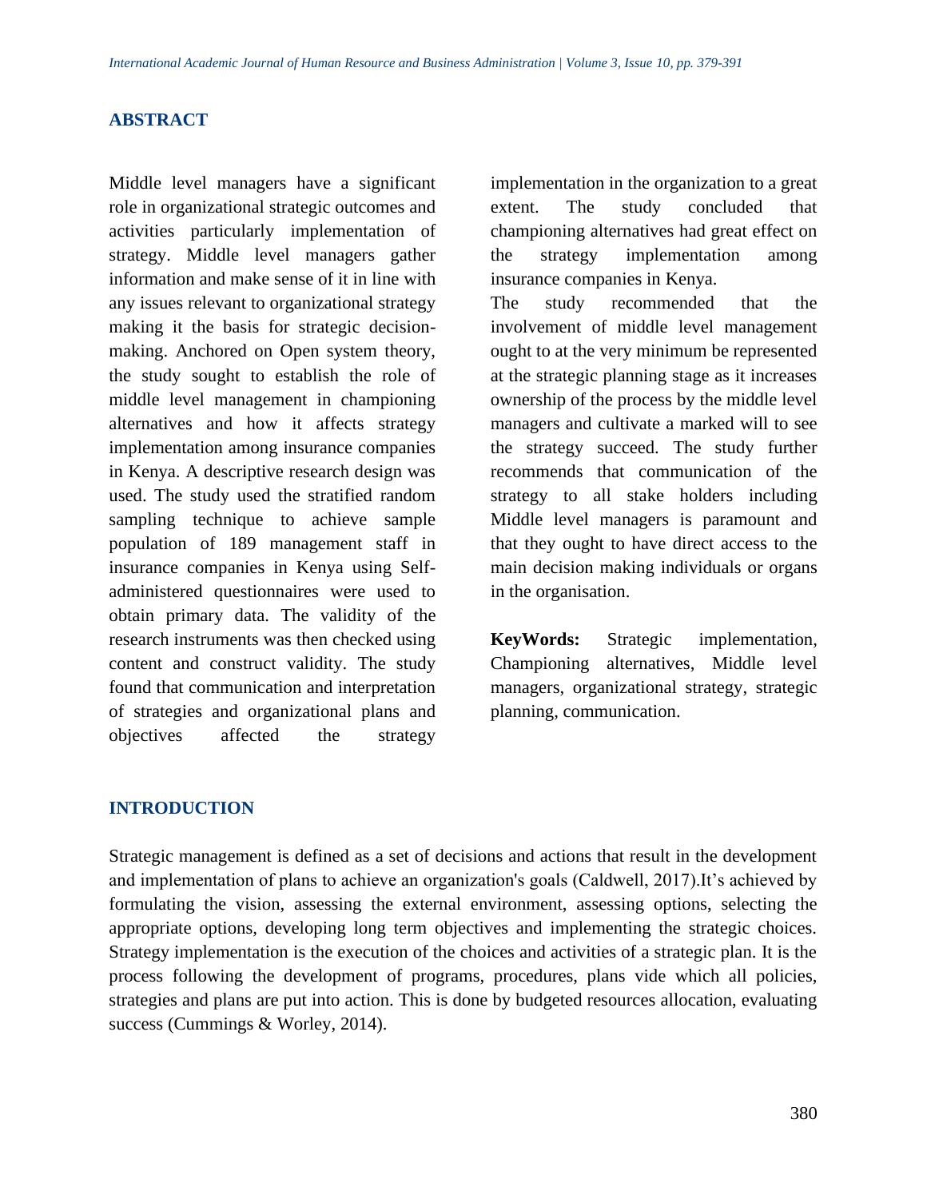## ABSTRACT

Middle level managers have a significant role in organizational strategic outcomes and activities particularly implementation of strategy. Middle level managers gather information and make sense of it in line with any issues relevant to organizational strategy making it the basis for strategic decision-making. Anchored on Open system theory, the study sought to establish the role of middle level management in championing alternatives and how it affects strategy implementation among insurance companies in Kenya. A descriptive research design was used. The study used the stratified random sampling technique to achieve sample population of 189 management staff in insurance companies in Kenya using Self-administered questionnaires were used to obtain primary data. The validity of the research instruments was then checked using content and construct validity. The study found that communication and interpretation of strategies and organizational plans and objectives affected the strategy implementation in the organization to a great extent. The study concluded that championing alternatives had great effect on the strategy implementation among insurance companies in Kenya.

The study recommended that the involvement of middle level management ought to at the very minimum be represented at the strategic planning stage as it increases ownership of the process by the middle level managers and cultivate a marked will to see the strategy succeed. The study further recommends that communication of the strategy to all stake holders including Middle level managers is paramount and that they ought to have direct access to the main decision making individuals or organs in the organisation.

**KeyWords:** Strategic implementation, Championing alternatives, Middle level managers, organizational strategy, strategic planning, communication.

## INTRODUCTION

Strategic management is defined as a set of decisions and actions that result in the development and implementation of plans to achieve an organization's goals (Caldwell, 2017).It's achieved by formulating the vision, assessing the external environment, assessing options, selecting the appropriate options, developing long term objectives and implementing the strategic choices. Strategy implementation is the execution of the choices and activities of a strategic plan. It is the process following the development of programs, procedures, plans vide which all policies, strategies and plans are put into action. This is done by budgeted resources allocation, evaluating success (Cummings & Worley, 2014).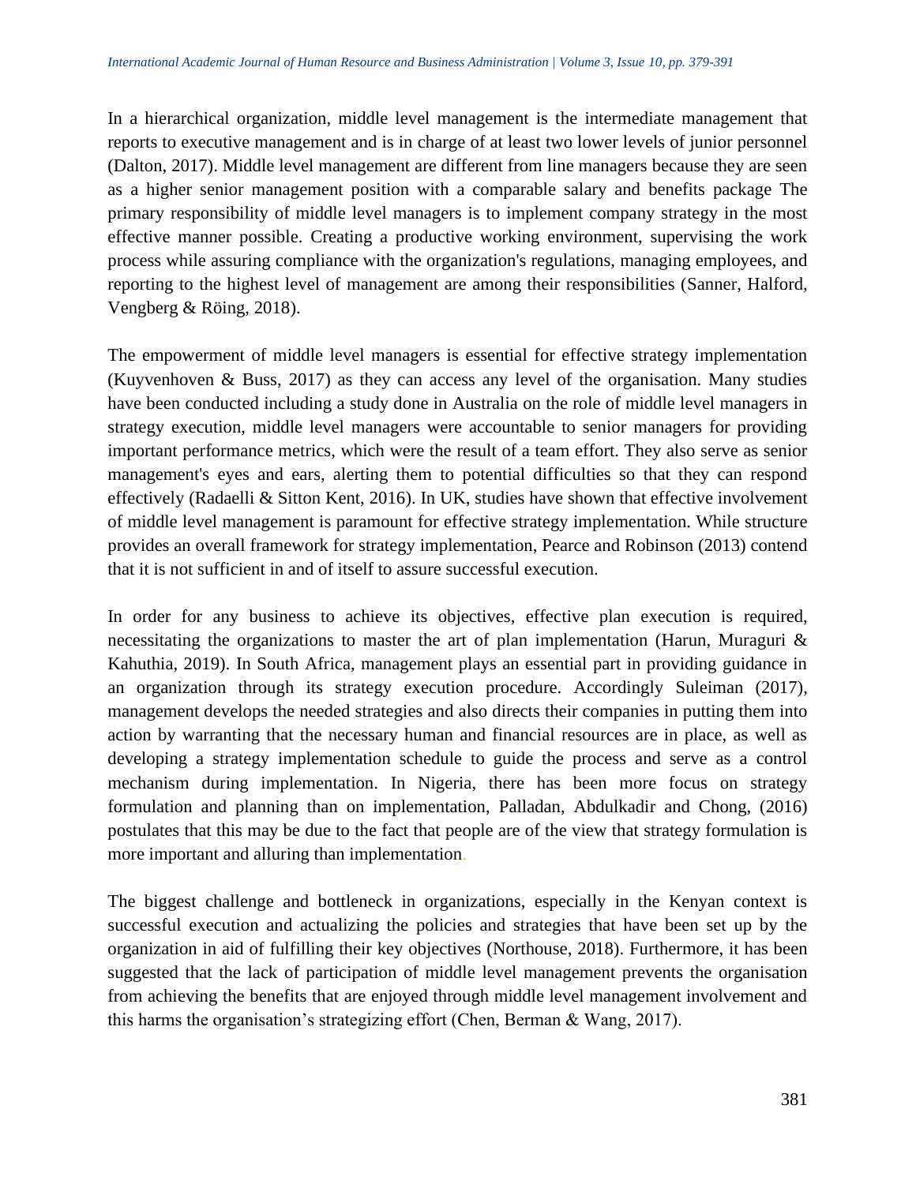In a hierarchical organization, middle level management is the intermediate management that reports to executive management and is in charge of at least two lower levels of junior personnel (Dalton, 2017). Middle level management are different from line managers because they are seen as a higher senior management position with a comparable salary and benefits package The primary responsibility of middle level managers is to implement company strategy in the most effective manner possible. Creating a productive working environment, supervising the work process while assuring compliance with the organization's regulations, managing employees, and reporting to the highest level of management are among their responsibilities (Sanner, Halford, Vengberg & Röing, 2018).

The empowerment of middle level managers is essential for effective strategy implementation (Kuyvenhoven & Buss, 2017) as they can access any level of the organisation. Many studies have been conducted including a study done in Australia on the role of middle level managers in strategy execution, middle level managers were accountable to senior managers for providing important performance metrics, which were the result of a team effort. They also serve as senior management's eyes and ears, alerting them to potential difficulties so that they can respond effectively (Radaelli & Sitton Kent, 2016). In UK, studies have shown that effective involvement of middle level management is paramount for effective strategy implementation. While structure provides an overall framework for strategy implementation, Pearce and Robinson (2013) contend that it is not sufficient in and of itself to assure successful execution.

In order for any business to achieve its objectives, effective plan execution is required, necessitating the organizations to master the art of plan implementation (Harun, Muraguri & Kahuthia, 2019). In South Africa, management plays an essential part in providing guidance in an organization through its strategy execution procedure. Accordingly Suleiman (2017), management develops the needed strategies and also directs their companies in putting them into action by warranting that the necessary human and financial resources are in place, as well as developing a strategy implementation schedule to guide the process and serve as a control mechanism during implementation. In Nigeria, there has been more focus on strategy formulation and planning than on implementation, Palladan, Abdulkadir and Chong, (2016) postulates that this may be due to the fact that people are of the view that strategy formulation is more important and alluring than implementation.

The biggest challenge and bottleneck in organizations, especially in the Kenyan context is successful execution and actualizing the policies and strategies that have been set up by the organization in aid of fulfilling their key objectives (Northouse, 2018). Furthermore, it has been suggested that the lack of participation of middle level management prevents the organisation from achieving the benefits that are enjoyed through middle level management involvement and this harms the organisation's strategizing effort (Chen, Berman & Wang, 2017).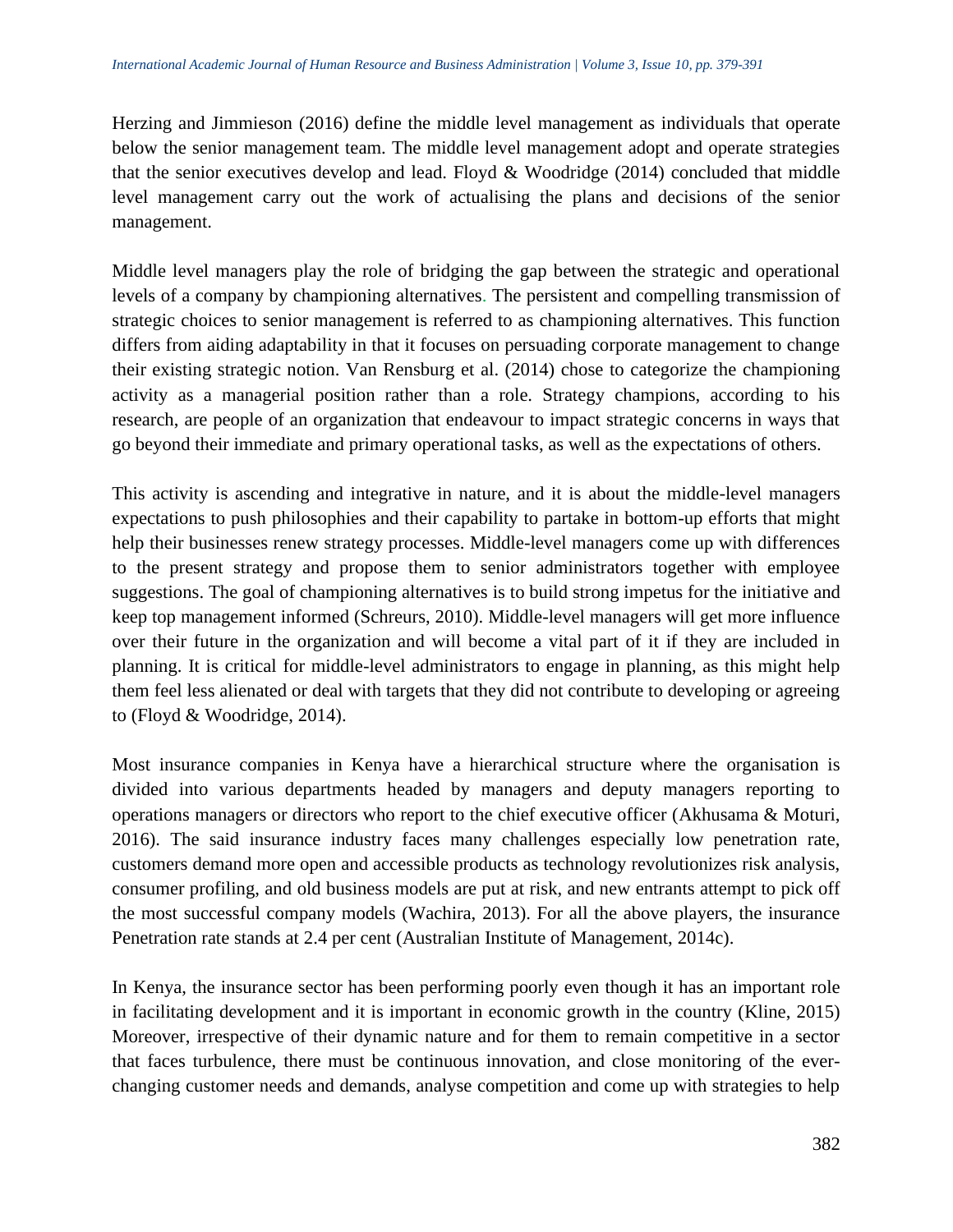Herzing and Jimmieson (2016) define the middle level management as individuals that operate below the senior management team. The middle level management adopt and operate strategies that the senior executives develop and lead. Floyd & Woodridge (2014) concluded that middle level management carry out the work of actualising the plans and decisions of the senior management.

Middle level managers play the role of bridging the gap between the strategic and operational levels of a company by championing alternatives. The persistent and compelling transmission of strategic choices to senior management is referred to as championing alternatives. This function differs from aiding adaptability in that it focuses on persuading corporate management to change their existing strategic notion. Van Rensburg et al. (2014) chose to categorize the championing activity as a managerial position rather than a role. Strategy champions, according to his research, are people of an organization that endeavour to impact strategic concerns in ways that go beyond their immediate and primary operational tasks, as well as the expectations of others.

This activity is ascending and integrative in nature, and it is about the middle-level managers expectations to push philosophies and their capability to partake in bottom-up efforts that might help their businesses renew strategy processes. Middle-level managers come up with differences to the present strategy and propose them to senior administrators together with employee suggestions. The goal of championing alternatives is to build strong impetus for the initiative and keep top management informed (Schreurs, 2010). Middle-level managers will get more influence over their future in the organization and will become a vital part of it if they are included in planning. It is critical for middle-level administrators to engage in planning, as this might help them feel less alienated or deal with targets that they did not contribute to developing or agreeing to (Floyd & Woodridge, 2014).

Most insurance companies in Kenya have a hierarchical structure where the organisation is divided into various departments headed by managers and deputy managers reporting to operations managers or directors who report to the chief executive officer (Akhusama & Moturi, 2016). The said insurance industry faces many challenges especially low penetration rate, customers demand more open and accessible products as technology revolutionizes risk analysis, consumer profiling, and old business models are put at risk, and new entrants attempt to pick off the most successful company models (Wachira, 2013). For all the above players, the insurance Penetration rate stands at 2.4 per cent (Australian Institute of Management, 2014c).

In Kenya, the insurance sector has been performing poorly even though it has an important role in facilitating development and it is important in economic growth in the country (Kline, 2015) Moreover, irrespective of their dynamic nature and for them to remain competitive in a sector that faces turbulence, there must be continuous innovation, and close monitoring of the ever-changing customer needs and demands, analyse competition and come up with strategies to help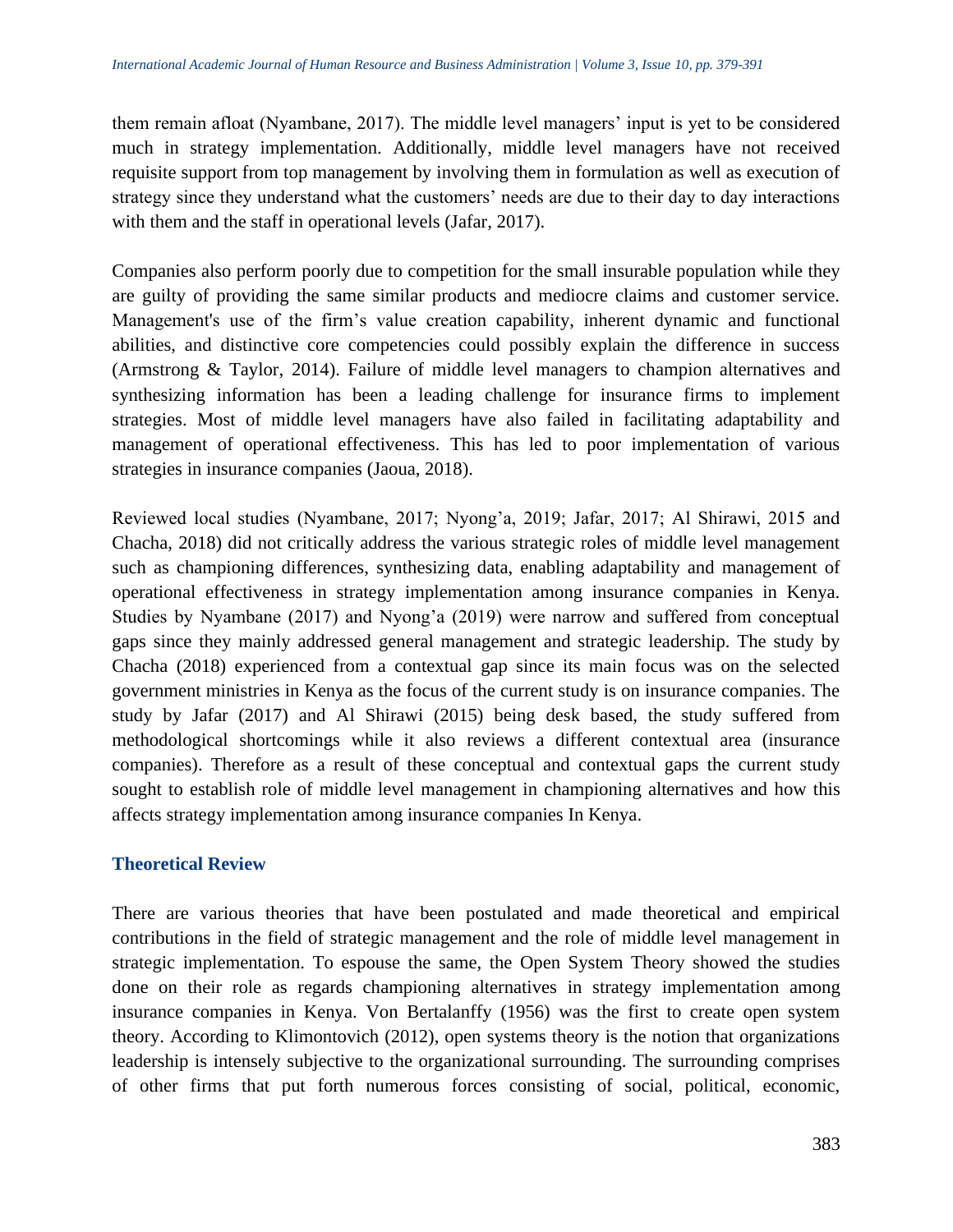them remain afloat (Nyambane, 2017). The middle level managers' input is yet to be considered much in strategy implementation. Additionally, middle level managers have not received requisite support from top management by involving them in formulation as well as execution of strategy since they understand what the customers' needs are due to their day to day interactions with them and the staff in operational levels (Jafar, 2017).

Companies also perform poorly due to competition for the small insurable population while they are guilty of providing the same similar products and mediocre claims and customer service. Management's use of the firm's value creation capability, inherent dynamic and functional abilities, and distinctive core competencies could possibly explain the difference in success (Armstrong & Taylor, 2014). Failure of middle level managers to champion alternatives and synthesizing information has been a leading challenge for insurance firms to implement strategies. Most of middle level managers have also failed in facilitating adaptability and management of operational effectiveness. This has led to poor implementation of various strategies in insurance companies (Jaoua, 2018).

Reviewed local studies (Nyambane, 2017; Nyong'a, 2019; Jafar, 2017; Al Shirawi, 2015 and Chacha, 2018) did not critically address the various strategic roles of middle level management such as championing differences, synthesizing data, enabling adaptability and management of operational effectiveness in strategy implementation among insurance companies in Kenya. Studies by Nyambane (2017) and Nyong'a (2019) were narrow and suffered from conceptual gaps since they mainly addressed general management and strategic leadership. The study by Chacha (2018) experienced from a contextual gap since its main focus was on the selected government ministries in Kenya as the focus of the current study is on insurance companies. The study by Jafar (2017) and Al Shirawi (2015) being desk based, the study suffered from methodological shortcomings while it also reviews a different contextual area (insurance companies). Therefore as a result of these conceptual and contextual gaps the current study sought to establish role of middle level management in championing alternatives and how this affects strategy implementation among insurance companies In Kenya.

## Theoretical Review

There are various theories that have been postulated and made theoretical and empirical contributions in the field of strategic management and the role of middle level management in strategic implementation. To espouse the same, the Open System Theory showed the studies done on their role as regards championing alternatives in strategy implementation among insurance companies in Kenya. Von Bertalanffy (1956) was the first to create open system theory. According to Klimontovich (2012), open systems theory is the notion that organizations leadership is intensely subjective to the organizational surrounding. The surrounding comprises of other firms that put forth numerous forces consisting of social, political, economic,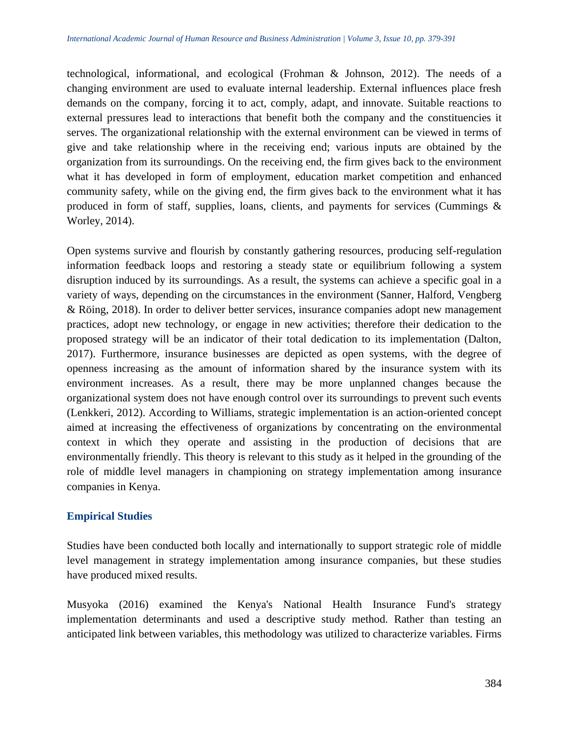technological, informational, and ecological (Frohman & Johnson, 2012). The needs of a changing environment are used to evaluate internal leadership. External influences place fresh demands on the company, forcing it to act, comply, adapt, and innovate. Suitable reactions to external pressures lead to interactions that benefit both the company and the constituencies it serves. The organizational relationship with the external environment can be viewed in terms of give and take relationship where in the receiving end; various inputs are obtained by the organization from its surroundings. On the receiving end, the firm gives back to the environment what it has developed in form of employment, education market competition and enhanced community safety, while on the giving end, the firm gives back to the environment what it has produced in form of staff, supplies, loans, clients, and payments for services (Cummings & Worley, 2014).

Open systems survive and flourish by constantly gathering resources, producing self-regulation information feedback loops and restoring a steady state or equilibrium following a system disruption induced by its surroundings. As a result, the systems can achieve a specific goal in a variety of ways, depending on the circumstances in the environment (Sanner, Halford, Vengberg & Röing, 2018). In order to deliver better services, insurance companies adopt new management practices, adopt new technology, or engage in new activities; therefore their dedication to the proposed strategy will be an indicator of their total dedication to its implementation (Dalton, 2017). Furthermore, insurance businesses are depicted as open systems, with the degree of openness increasing as the amount of information shared by the insurance system with its environment increases. As a result, there may be more unplanned changes because the organizational system does not have enough control over its surroundings to prevent such events (Lenkkeri, 2012). According to Williams, strategic implementation is an action-oriented concept aimed at increasing the effectiveness of organizations by concentrating on the environmental context in which they operate and assisting in the production of decisions that are environmentally friendly. This theory is relevant to this study as it helped in the grounding of the role of middle level managers in championing on strategy implementation among insurance companies in Kenya.

## Empirical Studies

Studies have been conducted both locally and internationally to support strategic role of middle level management in strategy implementation among insurance companies, but these studies have produced mixed results.

Musyoka (2016) examined the Kenya's National Health Insurance Fund's strategy implementation determinants and used a descriptive study method. Rather than testing an anticipated link between variables, this methodology was utilized to characterize variables. Firms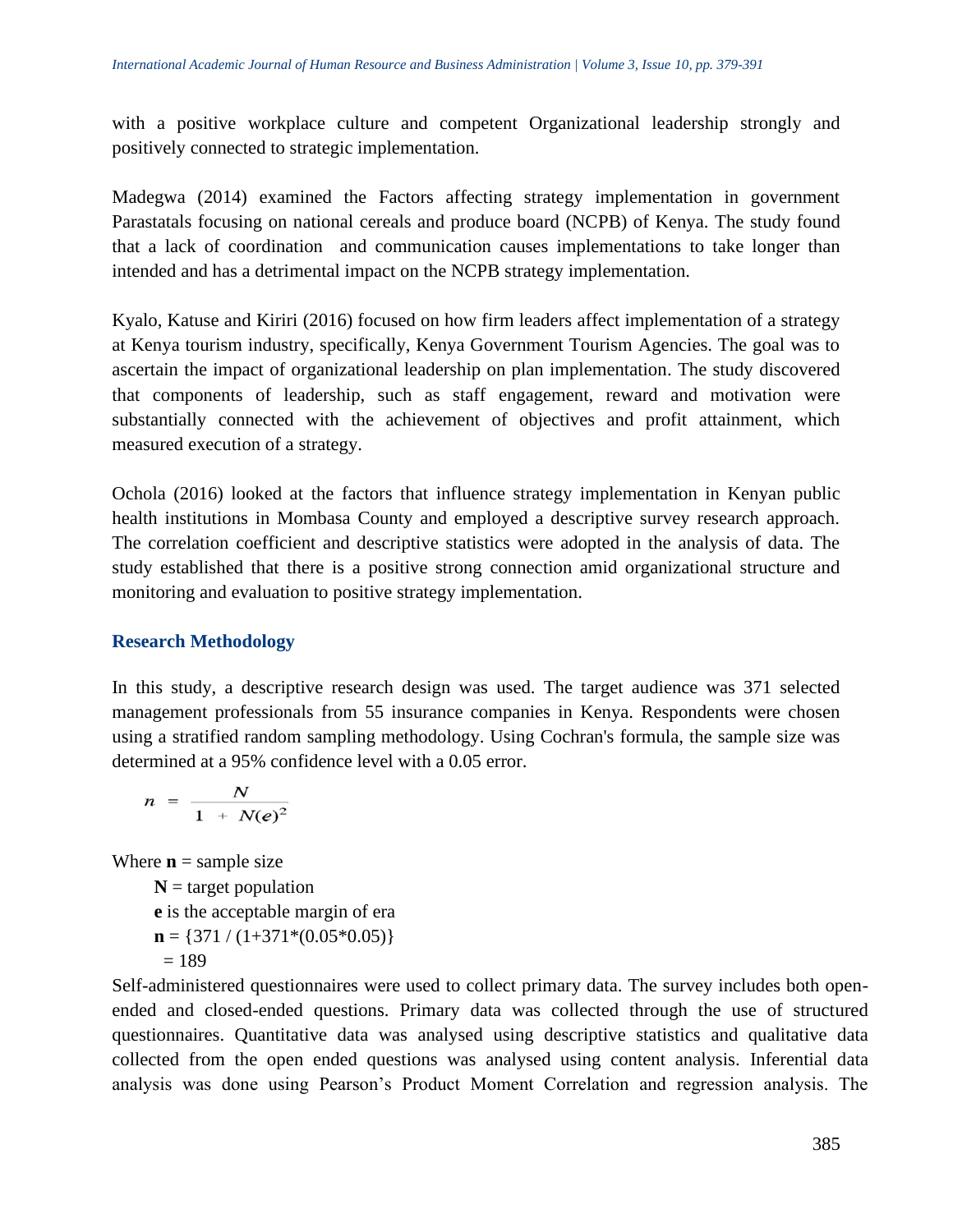with a positive workplace culture and competent Organizational leadership strongly and positively connected to strategic implementation.

Madegwa (2014) examined the Factors affecting strategy implementation in government Parastatals focusing on national cereals and produce board (NCPB) of Kenya. The study found that a lack of coordination and communication causes implementations to take longer than intended and has a detrimental impact on the NCPB strategy implementation.

Kyalo, Katuse and Kiriri (2016) focused on how firm leaders affect implementation of a strategy at Kenya tourism industry, specifically, Kenya Government Tourism Agencies. The goal was to ascertain the impact of organizational leadership on plan implementation. The study discovered that components of leadership, such as staff engagement, reward and motivation were substantially connected with the achievement of objectives and profit attainment, which measured execution of a strategy.

Ochola (2016) looked at the factors that influence strategy implementation in Kenyan public health institutions in Mombasa County and employed a descriptive survey research approach. The correlation coefficient and descriptive statistics were adopted in the analysis of data. The study established that there is a positive strong connection amid organizational structure and monitoring and evaluation to positive strategy implementation.

## Research Methodology

In this study, a descriptive research design was used. The target audience was 371 selected management professionals from 55 insurance companies in Kenya. Respondents were chosen using a stratified random sampling methodology. Using Cochran's formula, the sample size was determined at a 95% confidence level with a 0.05 error.

$$n = \frac{N}{1 + N(e)^2}$$

Where **n** = sample size

**N** = target population

**e** is the acceptable margin of era

$\mathbf{n} = \{371 / (1+371*(0.05*0.05)\}$

$= 189$

Self-administered questionnaires were used to collect primary data. The survey includes both open-ended and closed-ended questions. Primary data was collected through the use of structured questionnaires. Quantitative data was analysed using descriptive statistics and qualitative data collected from the open ended questions was analysed using content analysis. Inferential data analysis was done using Pearson's Product Moment Correlation and regression analysis. The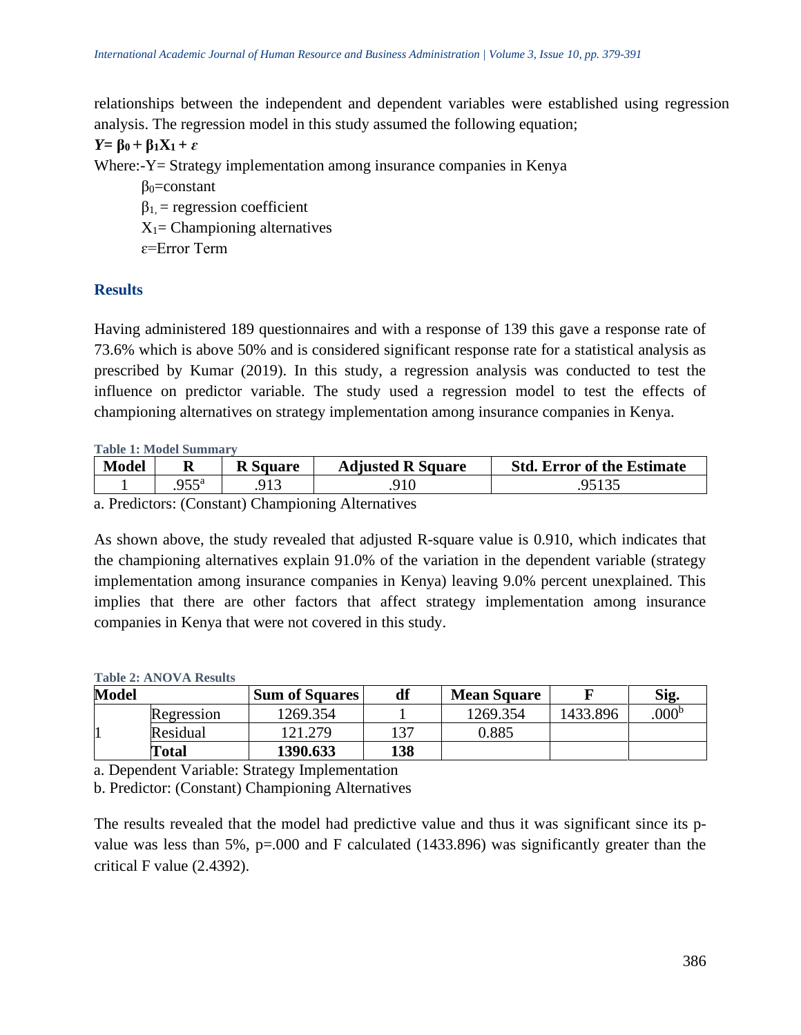relationships between the independent and dependent variables were established using regression analysis. The regression model in this study assumed the following equation;

$$Y = \beta_0 + \beta_1 X_1 + \varepsilon$$

Where:-Y= Strategy implementation among insurance companies in Kenya

$\beta_0$=constant

$\beta_1$, = regression coefficient

$X_1$= Championing alternatives

$\varepsilon$=Error Term

## Results

Having administered 189 questionnaires and with a response of 139 this gave a response rate of 73.6% which is above 50% and is considered significant response rate for a statistical analysis as prescribed by Kumar (2019). In this study, a regression analysis was conducted to test the influence on predictor variable. The study used a regression model to test the effects of championing alternatives on strategy implementation among insurance companies in Kenya.

**Table 1: Model Summary**

| Model | R | R Square | Adjusted R Square | Std. Error of the Estimate |
|---|---|---|---|---|
| 1 | .955[a] | .913 | .910 | .95135 |

a. Predictors: (Constant) Championing Alternatives

As shown above, the study revealed that adjusted R-square value is 0.910, which indicates that the championing alternatives explain 91.0% of the variation in the dependent variable (strategy implementation among insurance companies in Kenya) leaving 9.0% percent unexplained. This implies that there are other factors that affect strategy implementation among insurance companies in Kenya that were not covered in this study.

**Table 2: ANOVA Results**

| Model | | Sum of Squares | df | Mean Square | F | Sig. |
|---|---|---|---|---|---|---|
| 1 | Regression | 1269.354 | 1 | 1269.354 | 1433.896 | .000[b] |
| | Residual | 121.279 | 137 | 0.885 | | |
| | **Total** | **1390.633** | **138** | | | |

a. Dependent Variable: Strategy Implementation

b. Predictor: (Constant) Championing Alternatives

The results revealed that the model had predictive value and thus it was significant since its p-value was less than 5%, p=.000 and F calculated (1433.896) was significantly greater than the critical F value (2.4392).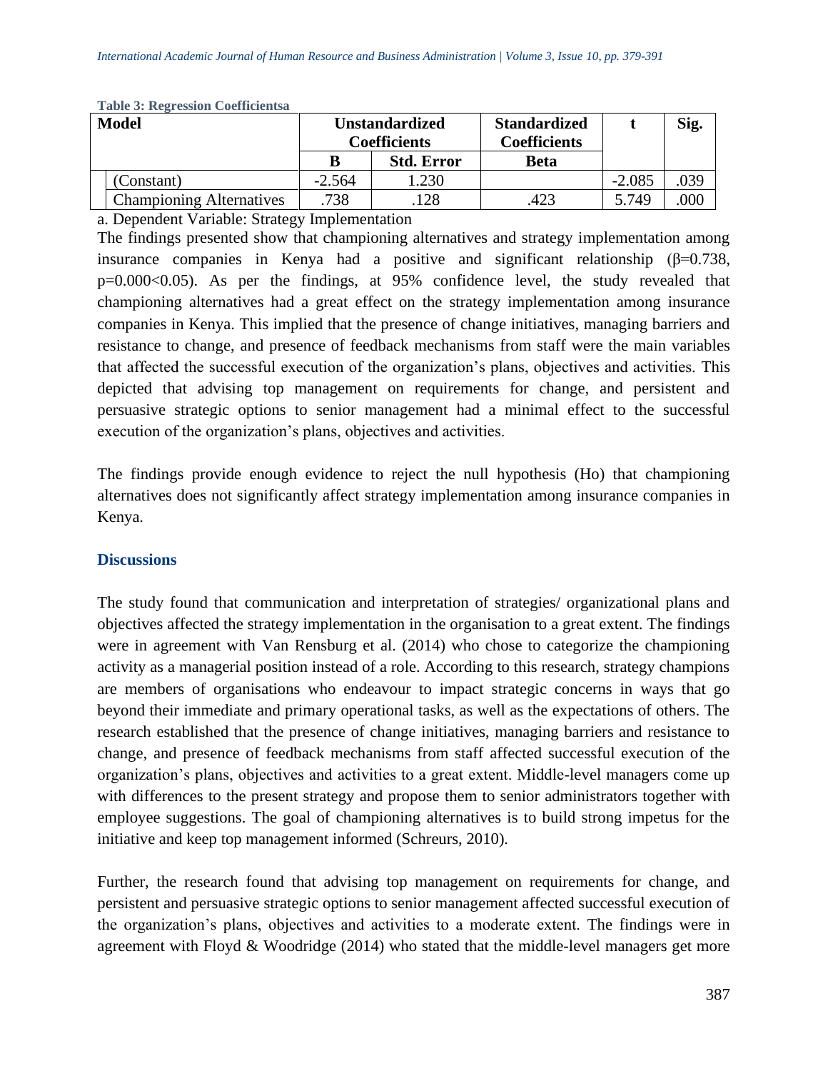**Table 3: Regression Coefficientsa**

| Model | Unstandardized Coefficients | | Standardized Coefficients | t | Sig. |
|---|---|---|---|---|---|
| | B | Std. Error | Beta | | |
| (Constant) | -2.564 | 1.230 | | -2.085 | .039 |
| Championing Alternatives | .738 | .128 | .423 | 5.749 | .000 |

a. Dependent Variable: Strategy Implementation

The findings presented show that championing alternatives and strategy implementation among insurance companies in Kenya had a positive and significant relationship ($\beta=0.738$, $p=0.000<0.05$). As per the findings, at 95% confidence level, the study revealed that championing alternatives had a great effect on the strategy implementation among insurance companies in Kenya. This implied that the presence of change initiatives, managing barriers and resistance to change, and presence of feedback mechanisms from staff were the main variables that affected the successful execution of the organization's plans, objectives and activities. This depicted that advising top management on requirements for change, and persistent and persuasive strategic options to senior management had a minimal effect to the successful execution of the organization's plans, objectives and activities.

The findings provide enough evidence to reject the null hypothesis (Ho) that championing alternatives does not significantly affect strategy implementation among insurance companies in Kenya.

## Discussions

The study found that communication and interpretation of strategies/ organizational plans and objectives affected the strategy implementation in the organisation to a great extent. The findings were in agreement with Van Rensburg et al. (2014) who chose to categorize the championing activity as a managerial position instead of a role. According to this research, strategy champions are members of organisations who endeavour to impact strategic concerns in ways that go beyond their immediate and primary operational tasks, as well as the expectations of others. The research established that the presence of change initiatives, managing barriers and resistance to change, and presence of feedback mechanisms from staff affected successful execution of the organization's plans, objectives and activities to a great extent. Middle-level managers come up with differences to the present strategy and propose them to senior administrators together with employee suggestions. The goal of championing alternatives is to build strong impetus for the initiative and keep top management informed (Schreurs, 2010).

Further, the research found that advising top management on requirements for change, and persistent and persuasive strategic options to senior management affected successful execution of the organization's plans, objectives and activities to a moderate extent. The findings were in agreement with Floyd & Woodridge (2014) who stated that the middle-level managers get more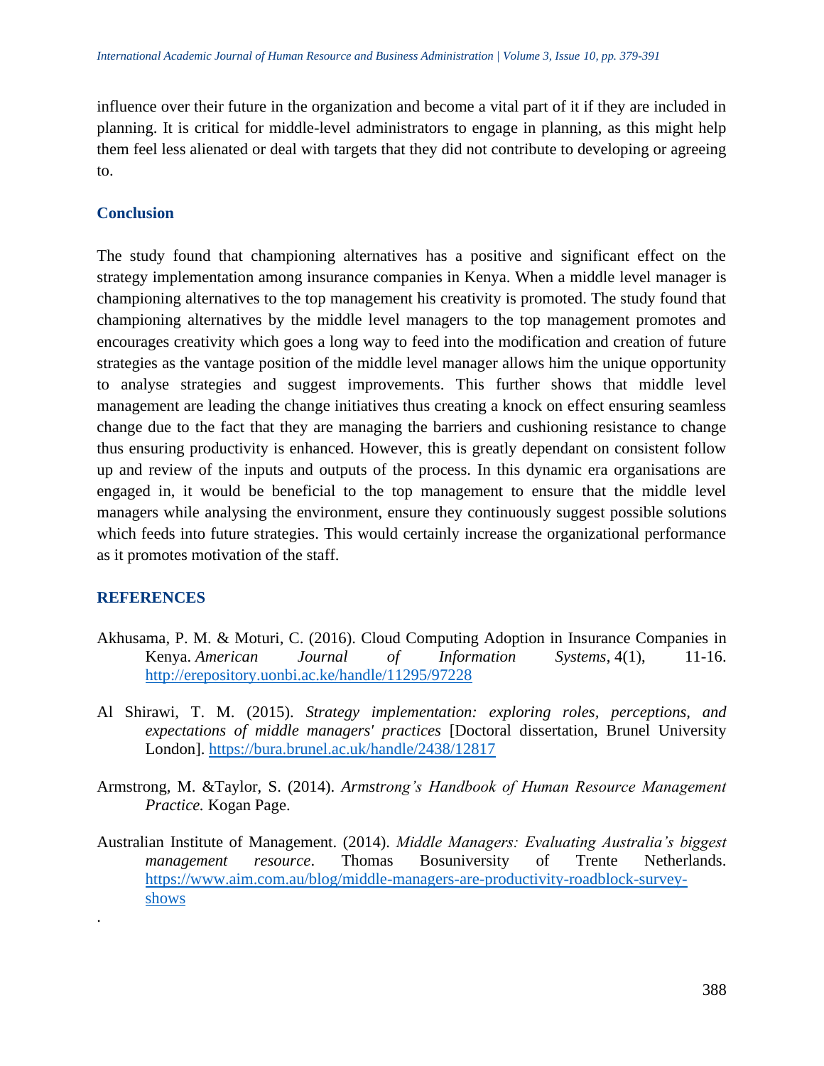influence over their future in the organization and become a vital part of it if they are included in planning. It is critical for middle-level administrators to engage in planning, as this might help them feel less alienated or deal with targets that they did not contribute to developing or agreeing to.

## Conclusion

The study found that championing alternatives has a positive and significant effect on the strategy implementation among insurance companies in Kenya. When a middle level manager is championing alternatives to the top management his creativity is promoted. The study found that championing alternatives by the middle level managers to the top management promotes and encourages creativity which goes a long way to feed into the modification and creation of future strategies as the vantage position of the middle level manager allows him the unique opportunity to analyse strategies and suggest improvements. This further shows that middle level management are leading the change initiatives thus creating a knock on effect ensuring seamless change due to the fact that they are managing the barriers and cushioning resistance to change thus ensuring productivity is enhanced. However, this is greatly dependant on consistent follow up and review of the inputs and outputs of the process. In this dynamic era organisations are engaged in, it would be beneficial to the top management to ensure that the middle level managers while analysing the environment, ensure they continuously suggest possible solutions which feeds into future strategies. This would certainly increase the organizational performance as it promotes motivation of the staff.

## REFERENCES

Akhusama, P. M. & Moturi, C. (2016). Cloud Computing Adoption in Insurance Companies in Kenya. *American Journal of Information Systems*, 4(1), 11-16. http://erepository.uonbi.ac.ke/handle/11295/97228

Al Shirawi, T. M. (2015). *Strategy implementation: exploring roles, perceptions, and expectations of middle managers' practices* [Doctoral dissertation, Brunel University London]. https://bura.brunel.ac.uk/handle/2438/12817

Armstrong, M. &Taylor, S. (2014). *Armstrong's Handbook of Human Resource Management Practice.* Kogan Page.

Australian Institute of Management. (2014). *Middle Managers: Evaluating Australia's biggest management resource*. Thomas Bosuniversity of Trente Netherlands. https://www.aim.com.au/blog/middle-managers-are-productivity-roadblock-survey-shows

.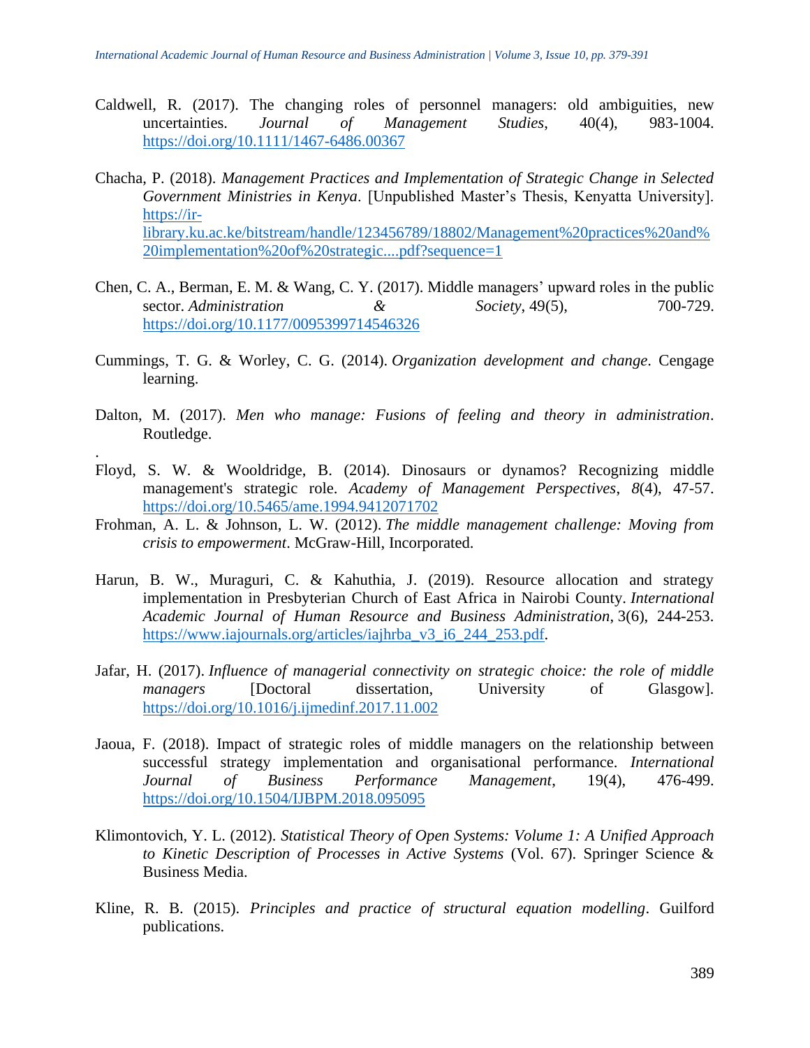Caldwell, R. (2017). The changing roles of personnel managers: old ambiguities, new uncertainties. *Journal of Management Studies*, 40(4), 983-1004. https://doi.org/10.1111/1467-6486.00367

Chacha, P. (2018). *Management Practices and Implementation of Strategic Change in Selected Government Ministries in Kenya*. [Unpublished Master's Thesis, Kenyatta University]. https://ir-library.ku.ac.ke/bitstream/handle/123456789/18802/Management%20practices%20and%20implementation%20of%20strategic....pdf?sequence=1

Chen, C. A., Berman, E. M. & Wang, C. Y. (2017). Middle managers' upward roles in the public sector. *Administration & Society*, 49(5), 700-729. https://doi.org/10.1177/0095399714546326

Cummings, T. G. & Worley, C. G. (2014). *Organization development and change*. Cengage learning.

Dalton, M. (2017). *Men who manage: Fusions of feeling and theory in administration*. Routledge.

.

Floyd, S. W. & Wooldridge, B. (2014). Dinosaurs or dynamos? Recognizing middle management's strategic role. *Academy of Management Perspectives*, *8*(4), 47-57. https://doi.org/10.5465/ame.1994.9412071702

Frohman, A. L. & Johnson, L. W. (2012). *The middle management challenge: Moving from crisis to empowerment*. McGraw-Hill, Incorporated.

Harun, B. W., Muraguri, C. & Kahuthia, J. (2019). Resource allocation and strategy implementation in Presbyterian Church of East Africa in Nairobi County. *International Academic Journal of Human Resource and Business Administration*, 3(6), 244-253. https://www.iajournals.org/articles/iajhrba_v3_i6_244_253.pdf.

Jafar, H. (2017). *Influence of managerial connectivity on strategic choice: the role of middle managers* [Doctoral dissertation, University of Glasgow]. https://doi.org/10.1016/j.ijmedinf.2017.11.002

Jaoua, F. (2018). Impact of strategic roles of middle managers on the relationship between successful strategy implementation and organisational performance. *International Journal of Business Performance Management*, 19(4), 476-499. https://doi.org/10.1504/IJBPM.2018.095095

Klimontovich, Y. L. (2012). *Statistical Theory of Open Systems: Volume 1: A Unified Approach to Kinetic Description of Processes in Active Systems* (Vol. 67). Springer Science & Business Media.

Kline, R. B. (2015). *Principles and practice of structural equation modelling*. Guilford publications.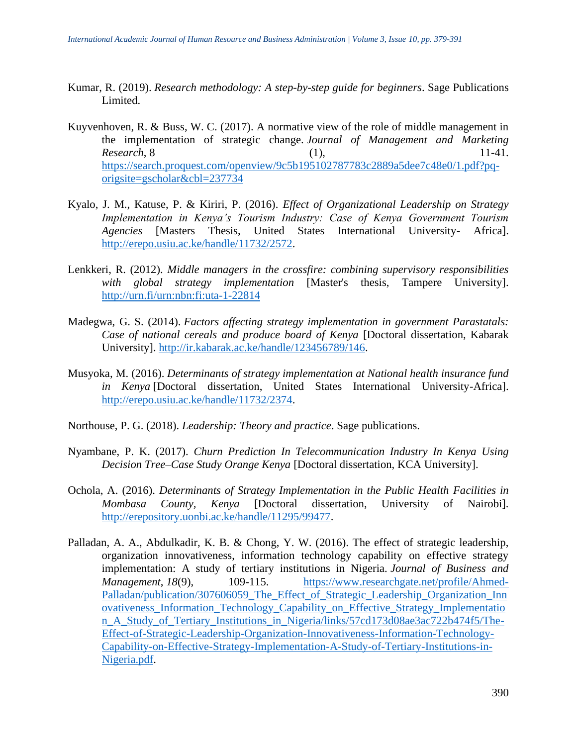Kumar, R. (2019). *Research methodology: A step-by-step guide for beginners*. Sage Publications Limited.

Kuyvenhoven, R. & Buss, W. C. (2017). A normative view of the role of middle management in the implementation of strategic change. *Journal of Management and Marketing Research*, 8 (1), 11-41. https://search.proquest.com/openview/9c5b195102787783c2889a5dee7c48e0/1.pdf?pq-origsite=gscholar&cbl=237734

Kyalo, J. M., Katuse, P. & Kiriri, P. (2016). *Effect of Organizational Leadership on Strategy Implementation in Kenya's Tourism Industry: Case of Kenya Government Tourism Agencies* [Masters Thesis, United States International University- Africa]. http://erepo.usiu.ac.ke/handle/11732/2572.

Lenkkeri, R. (2012). *Middle managers in the crossfire: combining supervisory responsibilities with global strategy implementation* [Master's thesis, Tampere University]. http://urn.fi/urn:nbn:fi:uta-1-22814

Madegwa, G. S. (2014). *Factors affecting strategy implementation in government Parastatals: Case of national cereals and produce board of Kenya* [Doctoral dissertation, Kabarak University]. http://ir.kabarak.ac.ke/handle/123456789/146.

Musyoka, M. (2016). *Determinants of strategy implementation at National health insurance fund in Kenya* [Doctoral dissertation, United States International University-Africa]. http://erepo.usiu.ac.ke/handle/11732/2374.

Northouse, P. G. (2018). *Leadership: Theory and practice*. Sage publications.

Nyambane, P. K. (2017). *Churn Prediction In Telecommunication Industry In Kenya Using Decision Tree–Case Study Orange Kenya* [Doctoral dissertation, KCA University].

Ochola, A. (2016). *Determinants of Strategy Implementation in the Public Health Facilities in Mombasa County, Kenya* [Doctoral dissertation, University of Nairobi]. http://erepository.uonbi.ac.ke/handle/11295/99477.

Palladan, A. A., Abdulkadir, K. B. & Chong, Y. W. (2016). The effect of strategic leadership, organization innovativeness, information technology capability on effective strategy implementation: A study of tertiary institutions in Nigeria. *Journal of Business and Management*, *18*(9), 109-115. https://www.researchgate.net/profile/Ahmed-Palladan/publication/307606059_The_Effect_of_Strategic_Leadership_Organization_Innovativeness_Information_Technology_Capability_on_Effective_Strategy_Implementation_A_Study_of_Tertiary_Institutions_in_Nigeria/links/57cd173d08ae3ac722b474f5/The-Effect-of-Strategic-Leadership-Organization-Innovativeness-Information-Technology-Capability-on-Effective-Strategy-Implementation-A-Study-of-Tertiary-Institutions-in-Nigeria.pdf.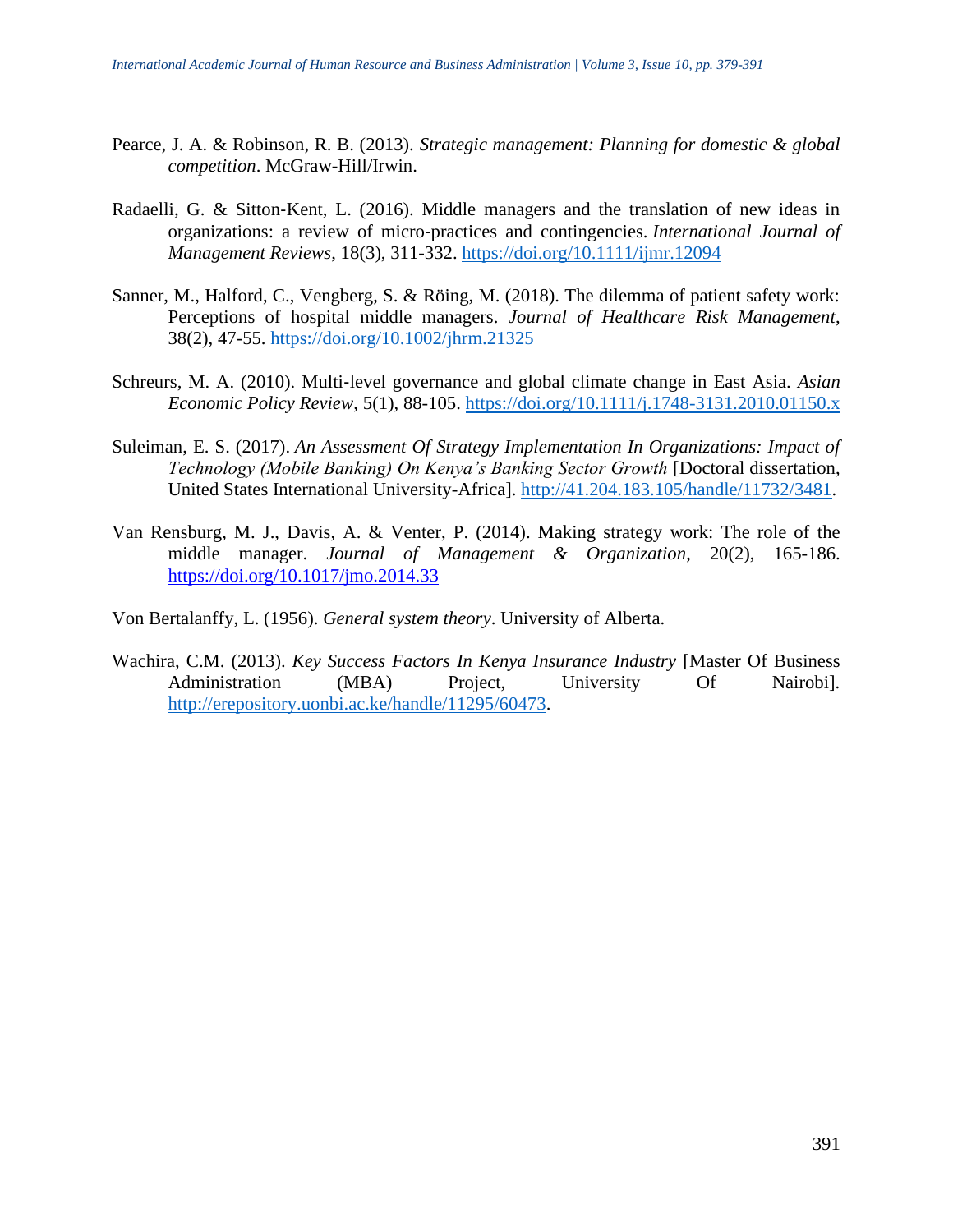Pearce, J. A. & Robinson, R. B. (2013). *Strategic management: Planning for domestic & global competition*. McGraw-Hill/Irwin.

Radaelli, G. & Sitton‐Kent, L. (2016). Middle managers and the translation of new ideas in organizations: a review of micro‐practices and contingencies. *International Journal of Management Reviews*, 18(3), 311-332. https://doi.org/10.1111/ijmr.12094

Sanner, M., Halford, C., Vengberg, S. & Röing, M. (2018). The dilemma of patient safety work: Perceptions of hospital middle managers. *Journal of Healthcare Risk Management*, 38(2), 47-55. https://doi.org/10.1002/jhrm.21325

Schreurs, M. A. (2010). Multi‐level governance and global climate change in East Asia. *Asian Economic Policy Review*, 5(1), 88-105. https://doi.org/10.1111/j.1748-3131.2010.01150.x

Suleiman, E. S. (2017). *An Assessment Of Strategy Implementation In Organizations: Impact of Technology (Mobile Banking) On Kenya's Banking Sector Growth* [Doctoral dissertation, United States International University-Africa]. http://41.204.183.105/handle/11732/3481.

Van Rensburg, M. J., Davis, A. & Venter, P. (2014). Making strategy work: The role of the middle manager. *Journal of Management & Organization*, 20(2), 165-186. https://doi.org/10.1017/jmo.2014.33

Von Bertalanffy, L. (1956). *General system theory*. University of Alberta.

Wachira, C.M. (2013). *Key Success Factors In Kenya Insurance Industry* [Master Of Business Administration (MBA) Project, University Of Nairobi]. http://erepository.uonbi.ac.ke/handle/11295/60473.